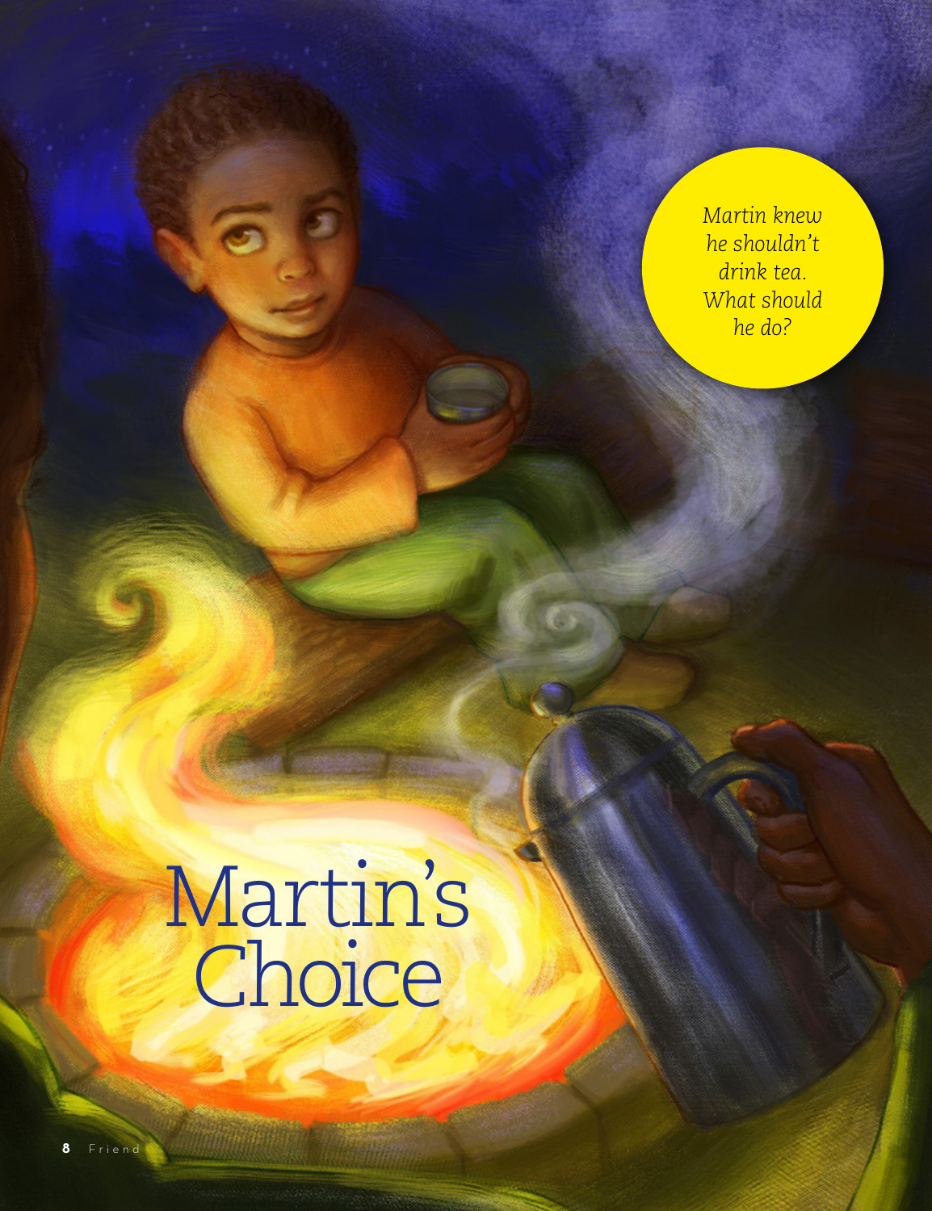# Martin's Choice

*Martin knew he shouldn't drink tea. What should he do?*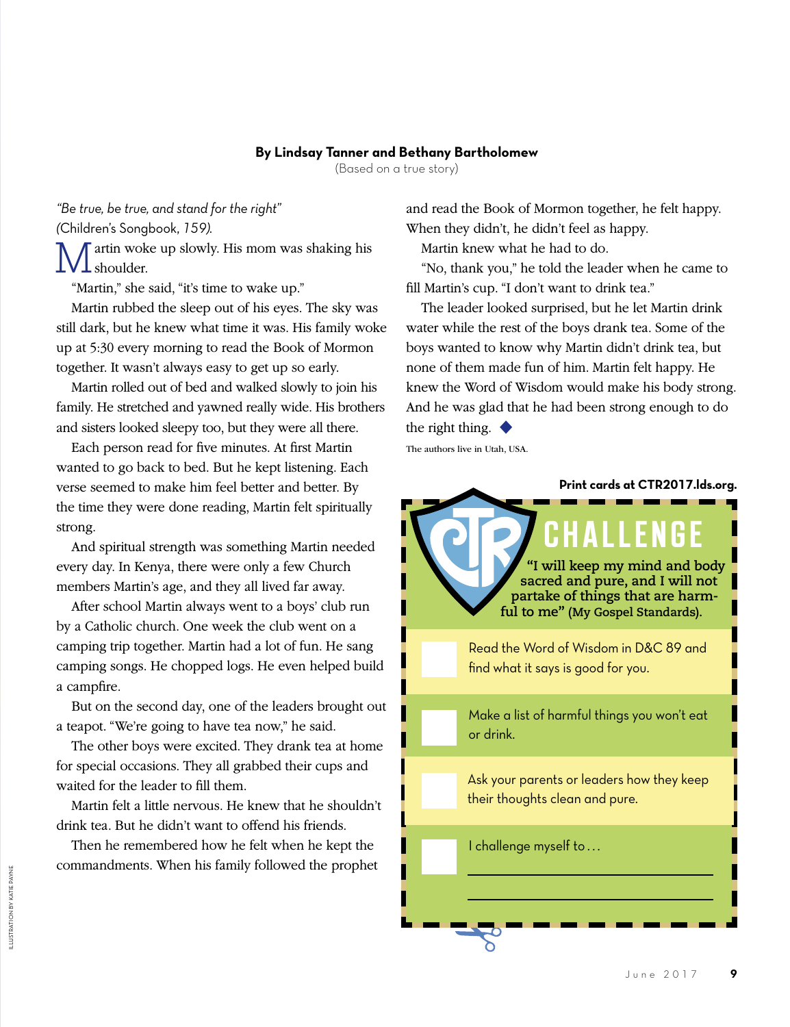**By Lindsay Tanner and Bethany Bartholomew**

(Based on a true story)

*"Be true, be true, and stand for the right"* (Children's Songbook, *159*).

Martin woke up slowly. His mom was shaking his shoulder.

"Martin," she said, "it's time to wake up."

Martin rubbed the sleep out of his eyes. The sky was still dark, but he knew what time it was. His family woke up at 5:30 every morning to read the Book of Mormon together. It wasn't always easy to get up so early.

Martin rolled out of bed and walked slowly to join his family. He stretched and yawned really wide. His brothers and sisters looked sleepy too, but they were all there.

Each person read for five minutes. At first Martin wanted to go back to bed. But he kept listening. Each verse seemed to make him feel better and better. By the time they were done reading, Martin felt spiritually strong.

And spiritual strength was something Martin needed every day. In Kenya, there were only a few Church members Martin's age, and they all lived far away.

After school Martin always went to a boys' club run by a Catholic church. One week the club went on a camping trip together. Martin had a lot of fun. He sang camping songs. He chopped logs. He even helped build a campfire.

But on the second day, one of the leaders brought out a teapot. "We're going to have tea now," he said.

The other boys were excited. They drank tea at home for special occasions. They all grabbed their cups and waited for the leader to fill them.

Martin felt a little nervous. He knew that he shouldn't drink tea. But he didn't want to offend his friends.

Then he remembered how he felt when he kept the commandments. When his family followed the prophet and read the Book of Mormon together, he felt happy. When they didn't, he didn't feel as happy.

Martin knew what he had to do.

"No, thank you," he told the leader when he came to fill Martin's cup. "I don't want to drink tea."

The leader looked surprised, but he let Martin drink water while the rest of the boys drank tea. Some of the boys wanted to know why Martin didn't drink tea, but none of them made fun of him. Martin felt happy. He knew the Word of Wisdom would make his body strong. And he was glad that he had been strong enough to do the right thing. ◆

The authors live in Utah, USA.

**Print cards at CTR2017.lds.org.**

## CTR CHALLENGE

**"I will keep my mind and body sacred and pure, and I will not partake of things that are harmful to me" (My Gospel Standards).**

- ☐ Read the Word of Wisdom in D&C 89 and find what it says is good for you.
- ☐ Make a list of harmful things you won't eat or drink.
- ☐ Ask your parents or leaders how they keep their thoughts clean and pure.
- ☐ I challenge myself to . . .

ILLUSTRATION BY KATIE PAYNE